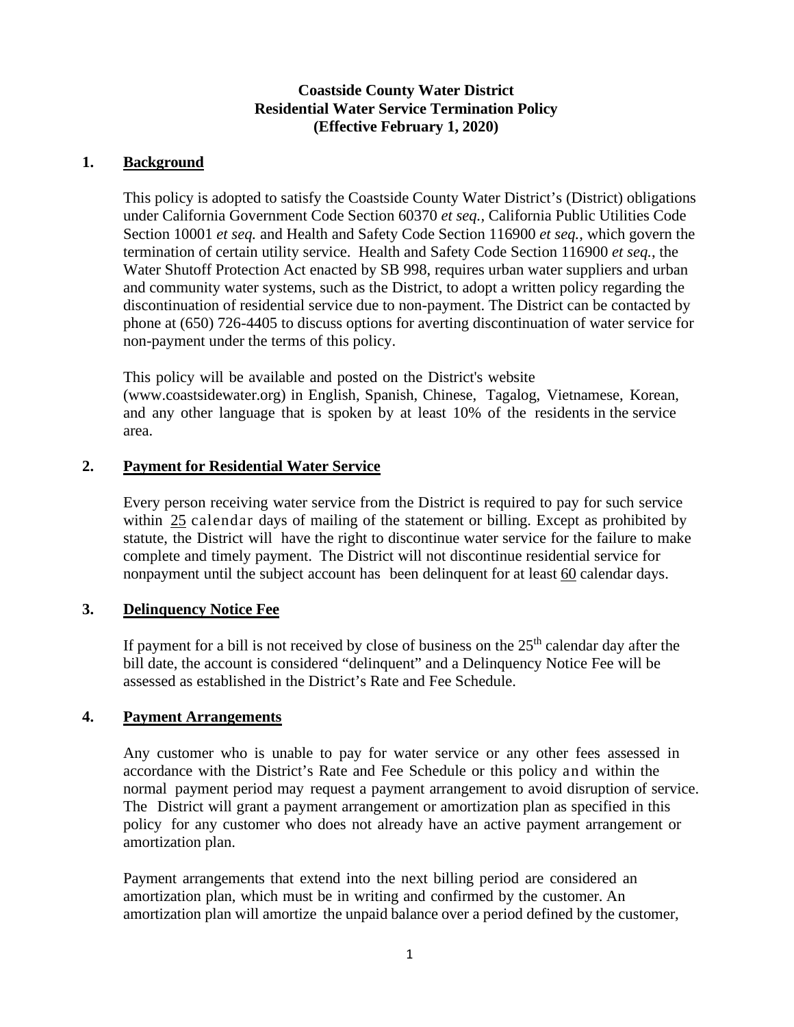**Coastside County Water District**
**Residential Water Service Termination Policy**
**(Effective February 1, 2020)**

## 1. Background

This policy is adopted to satisfy the Coastside County Water District's (District) obligations under California Government Code Section 60370 *et seq.,* California Public Utilities Code Section 10001 *et seq.* and Health and Safety Code Section 116900 *et seq.*, which govern the termination of certain utility service. Health and Safety Code Section 116900 *et seq.*, the Water Shutoff Protection Act enacted by SB 998, requires urban water suppliers and urban and community water systems, such as the District, to adopt a written policy regarding the discontinuation of residential service due to non-payment. The District can be contacted by phone at (650) 726-4405 to discuss options for averting discontinuation of water service for non-payment under the terms of this policy.

This policy will be available and posted on the District's website (www.coastsidewater.org) in English, Spanish, Chinese, Tagalog, Vietnamese, Korean, and any other language that is spoken by at least 10% of the residents in the service area.

## 2. Payment for Residential Water Service

Every person receiving water service from the District is required to pay for such service within 25 calendar days of mailing of the statement or billing. Except as prohibited by statute, the District will have the right to discontinue water service for the failure to make complete and timely payment. The District will not discontinue residential service for nonpayment until the subject account has been delinquent for at least 60 calendar days.

## 3. Delinquency Notice Fee

If payment for a bill is not received by close of business on the 25th calendar day after the bill date, the account is considered "delinquent" and a Delinquency Notice Fee will be assessed as established in the District's Rate and Fee Schedule.

## 4. Payment Arrangements

Any customer who is unable to pay for water service or any other fees assessed in accordance with the District's Rate and Fee Schedule or this policy and within the normal payment period may request a payment arrangement to avoid disruption of service. The District will grant a payment arrangement or amortization plan as specified in this policy for any customer who does not already have an active payment arrangement or amortization plan.

Payment arrangements that extend into the next billing period are considered an amortization plan, which must be in writing and confirmed by the customer. An amortization plan will amortize the unpaid balance over a period defined by the customer,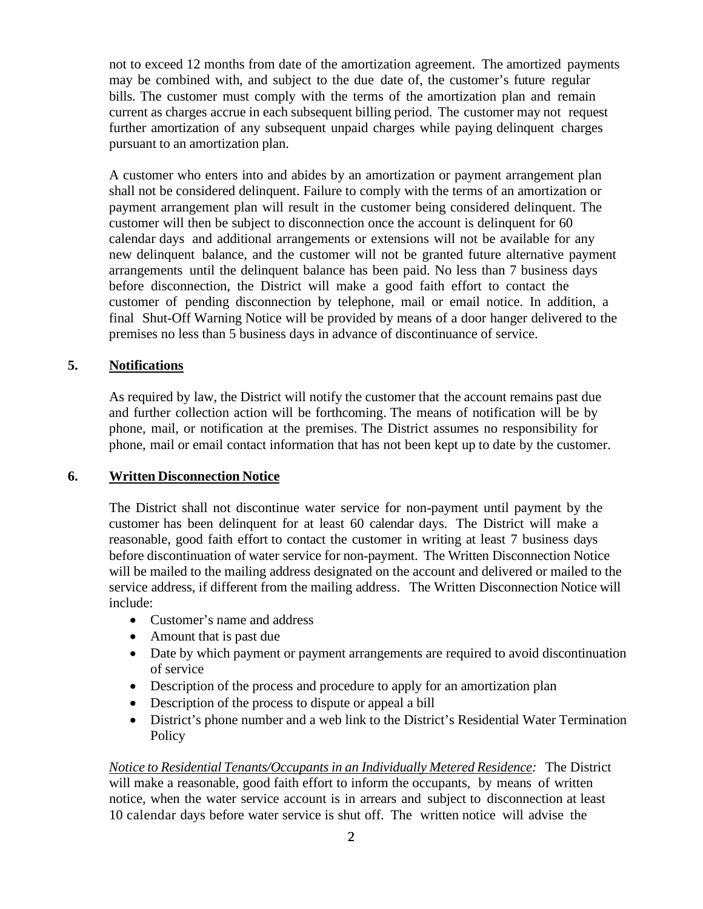not to exceed 12 months from date of the amortization agreement. The amortized payments may be combined with, and subject to the due date of, the customer's future regular bills. The customer must comply with the terms of the amortization plan and remain current as charges accrue in each subsequent billing period. The customer may not request further amortization of any subsequent unpaid charges while paying delinquent charges pursuant to an amortization plan.

A customer who enters into and abides by an amortization or payment arrangement plan shall not be considered delinquent. Failure to comply with the terms of an amortization or payment arrangement plan will result in the customer being considered delinquent. The customer will then be subject to disconnection once the account is delinquent for 60 calendar days and additional arrangements or extensions will not be available for any new delinquent balance, and the customer will not be granted future alternative payment arrangements until the delinquent balance has been paid. No less than 7 business days before disconnection, the District will make a good faith effort to contact the customer of pending disconnection by telephone, mail or email notice. In addition, a final Shut-Off Warning Notice will be provided by means of a door hanger delivered to the premises no less than 5 business days in advance of discontinuance of service.

## 5. <u>Notifications</u>

As required by law, the District will notify the customer that the account remains past due and further collection action will be forthcoming. The means of notification will be by phone, mail, or notification at the premises. The District assumes no responsibility for phone, mail or email contact information that has not been kept up to date by the customer.

## 6. <u>Written Disconnection Notice</u>

The District shall not discontinue water service for non-payment until payment by the customer has been delinquent for at least 60 calendar days. The District will make a reasonable, good faith effort to contact the customer in writing at least 7 business days before discontinuation of water service for non-payment. The Written Disconnection Notice will be mailed to the mailing address designated on the account and delivered or mailed to the service address, if different from the mailing address. The Written Disconnection Notice will include:

- Customer's name and address
- Amount that is past due
- Date by which payment or payment arrangements are required to avoid discontinuation of service
- Description of the process and procedure to apply for an amortization plan
- Description of the process to dispute or appeal a bill
- District's phone number and a web link to the District's Residential Water Termination Policy

*<u>Notice to Residential Tenants/Occupants in an Individually Metered Residence</u>:* The District will make a reasonable, good faith effort to inform the occupants, by means of written notice, when the water service account is in arrears and subject to disconnection at least 10 calendar days before water service is shut off. The written notice will advise the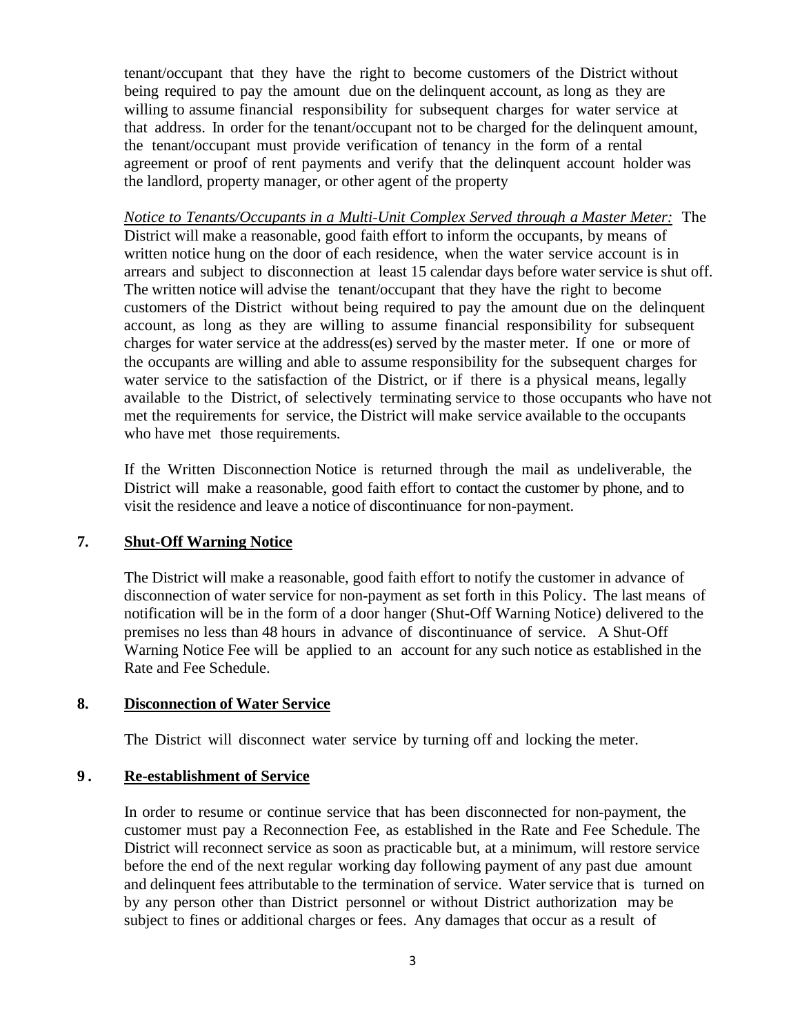tenant/occupant that they have the right to become customers of the District without being required to pay the amount due on the delinquent account, as long as they are willing to assume financial responsibility for subsequent charges for water service at that address. In order for the tenant/occupant not to be charged for the delinquent amount, the tenant/occupant must provide verification of tenancy in the form of a rental agreement or proof of rent payments and verify that the delinquent account holder was the landlord, property manager, or other agent of the property

*Notice to Tenants/Occupants in a Multi-Unit Complex Served through a Master Meter:* The District will make a reasonable, good faith effort to inform the occupants, by means of written notice hung on the door of each residence, when the water service account is in arrears and subject to disconnection at least 15 calendar days before water service is shut off. The written notice will advise the tenant/occupant that they have the right to become customers of the District without being required to pay the amount due on the delinquent account, as long as they are willing to assume financial responsibility for subsequent charges for water service at the address(es) served by the master meter. If one or more of the occupants are willing and able to assume responsibility for the subsequent charges for water service to the satisfaction of the District, or if there is a physical means, legally available to the District, of selectively terminating service to those occupants who have not met the requirements for service, the District will make service available to the occupants who have met those requirements.

If the Written Disconnection Notice is returned through the mail as undeliverable, the District will make a reasonable, good faith effort to contact the customer by phone, and to visit the residence and leave a notice of discontinuance for non-payment.

## 7. Shut-Off Warning Notice

The District will make a reasonable, good faith effort to notify the customer in advance of disconnection of water service for non-payment as set forth in this Policy. The last means of notification will be in the form of a door hanger (Shut-Off Warning Notice) delivered to the premises no less than 48 hours in advance of discontinuance of service. A Shut-Off Warning Notice Fee will be applied to an account for any such notice as established in the Rate and Fee Schedule.

## 8. Disconnection of Water Service

The District will disconnect water service by turning off and locking the meter.

## 9. Re-establishment of Service

In order to resume or continue service that has been disconnected for non-payment, the customer must pay a Reconnection Fee, as established in the Rate and Fee Schedule. The District will reconnect service as soon as practicable but, at a minimum, will restore service before the end of the next regular working day following payment of any past due amount and delinquent fees attributable to the termination of service. Water service that is turned on by any person other than District personnel or without District authorization may be subject to fines or additional charges or fees. Any damages that occur as a result of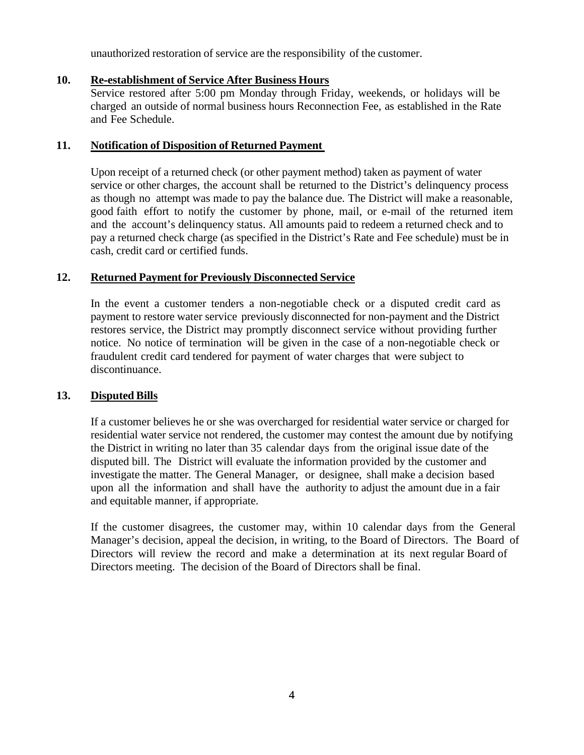unauthorized restoration of service are the responsibility of the customer.

### 10. Re-establishment of Service After Business Hours

Service restored after 5:00 pm Monday through Friday, weekends, or holidays will be charged an outside of normal business hours Reconnection Fee, as established in the Rate and Fee Schedule.

### 11. Notification of Disposition of Returned Payment

Upon receipt of a returned check (or other payment method) taken as payment of water service or other charges, the account shall be returned to the District's delinquency process as though no attempt was made to pay the balance due. The District will make a reasonable, good faith effort to notify the customer by phone, mail, or e-mail of the returned item and the account's delinquency status. All amounts paid to redeem a returned check and to pay a returned check charge (as specified in the District's Rate and Fee schedule) must be in cash, credit card or certified funds.

### 12. Returned Payment for Previously Disconnected Service

In the event a customer tenders a non-negotiable check or a disputed credit card as payment to restore water service previously disconnected for non-payment and the District restores service, the District may promptly disconnect service without providing further notice. No notice of termination will be given in the case of a non-negotiable check or fraudulent credit card tendered for payment of water charges that were subject to discontinuance.

### 13. Disputed Bills

If a customer believes he or she was overcharged for residential water service or charged for residential water service not rendered, the customer may contest the amount due by notifying the District in writing no later than 35 calendar days from the original issue date of the disputed bill. The District will evaluate the information provided by the customer and investigate the matter. The General Manager, or designee, shall make a decision based upon all the information and shall have the authority to adjust the amount due in a fair and equitable manner, if appropriate.

If the customer disagrees, the customer may, within 10 calendar days from the General Manager's decision, appeal the decision, in writing, to the Board of Directors. The Board of Directors will review the record and make a determination at its next regular Board of Directors meeting. The decision of the Board of Directors shall be final.